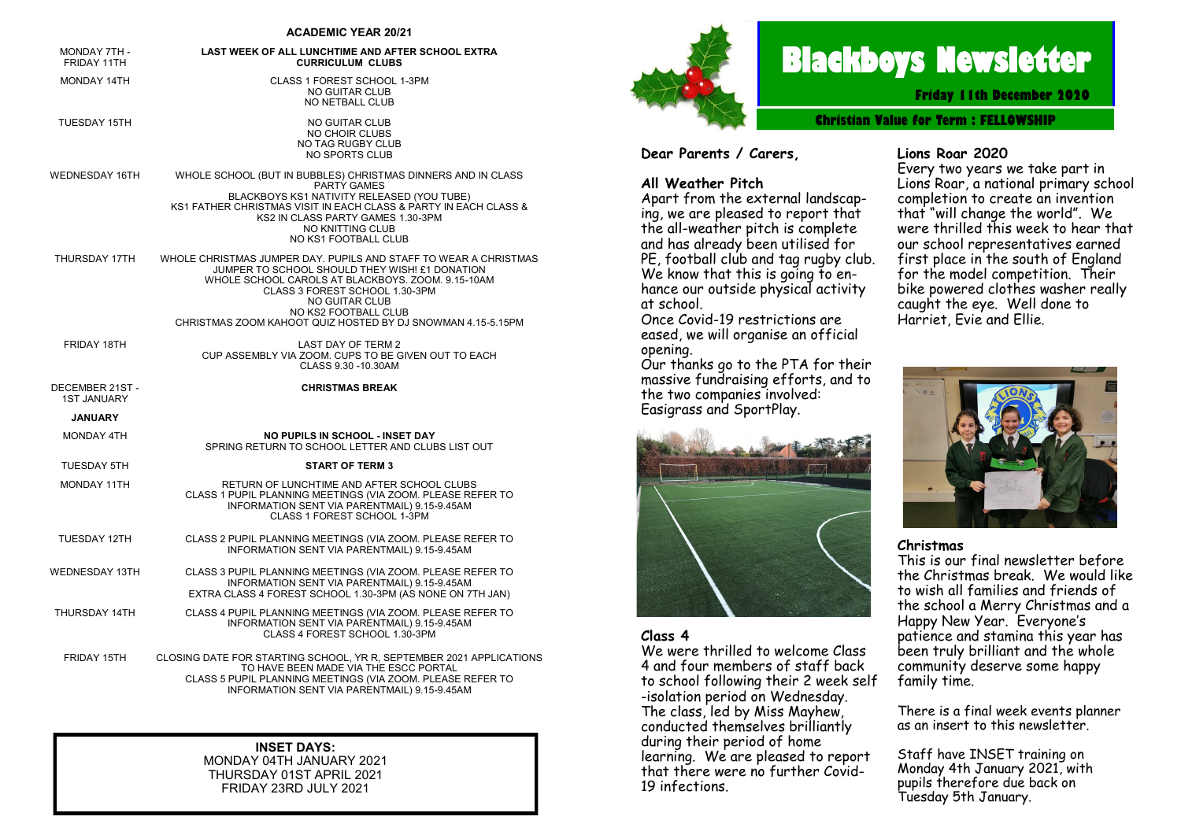# Blackboys Newsletter

**Friday 11th December 2020**

**Christian Value for Term : FELLOWSHIP**

Dear Parents / Carers,

## All Weather Pitch

Apart from the external landscaping, we are pleased to report that the all-weather pitch is complete and has already been utilised for PE, football club and tag rugby club. We know that this is going to enhance our outside physical activity at school.

Once Covid-19 restrictions are eased, we will organise an official opening.

Our thanks go to the PTA for their massive fundraising efforts, and to the two companies involved: Easigrass and SportPlay.

## Class 4

We were thrilled to welcome Class 4 and four members of staff back to school following their 2 week self-isolation period on Wednesday. The class, led by Miss Mayhew, conducted themselves brilliantly during their period of home learning. We are pleased to report that there were no further Covid-19 infections.

## Lions Roar 2020

Every two years we take part in Lions Roar, a national primary school completion to create an invention that "will change the world". We were thrilled this week to hear that our school representatives earned first place in the south of England for the model competition. Their bike powered clothes washer really caught the eye. Well done to Harriet, Evie and Ellie.

## Christmas

This is our final newsletter before the Christmas break. We would like to wish all families and friends of the school a Merry Christmas and a Happy New Year. Everyone's patience and stamina this year has been truly brilliant and the whole community deserve some happy family time.

There is a final week events planner as an insert to this newsletter.

Staff have INSET training on Monday 4th January 2021, with pupils therefore due back on Tuesday 5th January.

## ACADEMIC YEAR 20/21

| Date | Event |
|---|---|
| MONDAY 7TH - FRIDAY 11TH | **LAST WEEK OF ALL LUNCHTIME AND AFTER SCHOOL EXTRA CURRICULUM CLUBS** |
| MONDAY 14TH | CLASS 1 FOREST SCHOOL 1-3PM<br>NO GUITAR CLUB<br>NO NETBALL CLUB |
| TUESDAY 15TH | NO GUITAR CLUB<br>NO CHOIR CLUBS<br>NO TAG RUGBY CLUB<br>NO SPORTS CLUB |
| WEDNESDAY 16TH | WHOLE SCHOOL (BUT IN BUBBLES) CHRISTMAS DINNERS AND IN CLASS PARTY GAMES<br>BLACKBOYS KS1 NATIVITY RELEASED (YOU TUBE)<br>KS1 FATHER CHRISTMAS VISIT IN EACH CLASS & PARTY IN EACH CLASS & KS2 IN CLASS PARTY GAMES 1.30-3PM<br>NO KNITTING CLUB<br>NO KS1 FOOTBALL CLUB |
| THURSDAY 17TH | WHOLE CHRISTMAS JUMPER DAY. PUPILS AND STAFF TO WEAR A CHRISTMAS JUMPER TO SCHOOL SHOULD THEY WISH! £1 DONATION<br>WHOLE SCHOOL CAROLS AT BLACKBOYS. ZOOM. 9.15-10AM<br>CLASS 3 FOREST SCHOOL 1.30-3PM<br>NO GUITAR CLUB<br>NO KS2 FOOTBALL CLUB<br>CHRISTMAS ZOOM KAHOOT QUIZ HOSTED BY DJ SNOWMAN 4.15-5.15PM |
| FRIDAY 18TH | LAST DAY OF TERM 2<br>CUP ASSEMBLY VIA ZOOM. CUPS TO BE GIVEN OUT TO EACH CLASS 9.30 -10.30AM |
| DECEMBER 21ST - 1ST JANUARY | **CHRISTMAS BREAK** |
| **JANUARY** | |
| MONDAY 4TH | **NO PUPILS IN SCHOOL - INSET DAY**<br>SPRING RETURN TO SCHOOL LETTER AND CLUBS LIST OUT |
| TUESDAY 5TH | **START OF TERM 3** |
| MONDAY 11TH | RETURN OF LUNCHTIME AND AFTER SCHOOL CLUBS<br>CLASS 1 PUPIL PLANNING MEETINGS (VIA ZOOM. PLEASE REFER TO INFORMATION SENT VIA PARENTMAIL) 9.15-9.45AM<br>CLASS 1 FOREST SCHOOL 1-3PM |
| TUESDAY 12TH | CLASS 2 PUPIL PLANNING MEETINGS (VIA ZOOM. PLEASE REFER TO INFORMATION SENT VIA PARENTMAIL) 9.15-9.45AM |
| WEDNESDAY 13TH | CLASS 3 PUPIL PLANNING MEETINGS (VIA ZOOM. PLEASE REFER TO INFORMATION SENT VIA PARENTMAIL) 9.15-9.45AM<br>EXTRA CLASS 4 FOREST SCHOOL 1.30-3PM (AS NONE ON 7TH JAN) |
| THURSDAY 14TH | CLASS 4 PUPIL PLANNING MEETINGS (VIA ZOOM. PLEASE REFER TO INFORMATION SENT VIA PARENTMAIL) 9.15-9.45AM<br>CLASS 4 FOREST SCHOOL 1.30-3PM |
| FRIDAY 15TH | CLOSING DATE FOR STARTING SCHOOL, YR R, SEPTEMBER 2021 APPLICATIONS TO HAVE BEEN MADE VIA THE ESCC PORTAL<br>CLASS 5 PUPIL PLANNING MEETINGS (VIA ZOOM. PLEASE REFER TO INFORMATION SENT VIA PARENTMAIL) 9.15-9.45AM |

**INSET DAYS:**
MONDAY 04TH JANUARY 2021
THURSDAY 01ST APRIL 2021
FRIDAY 23RD JULY 2021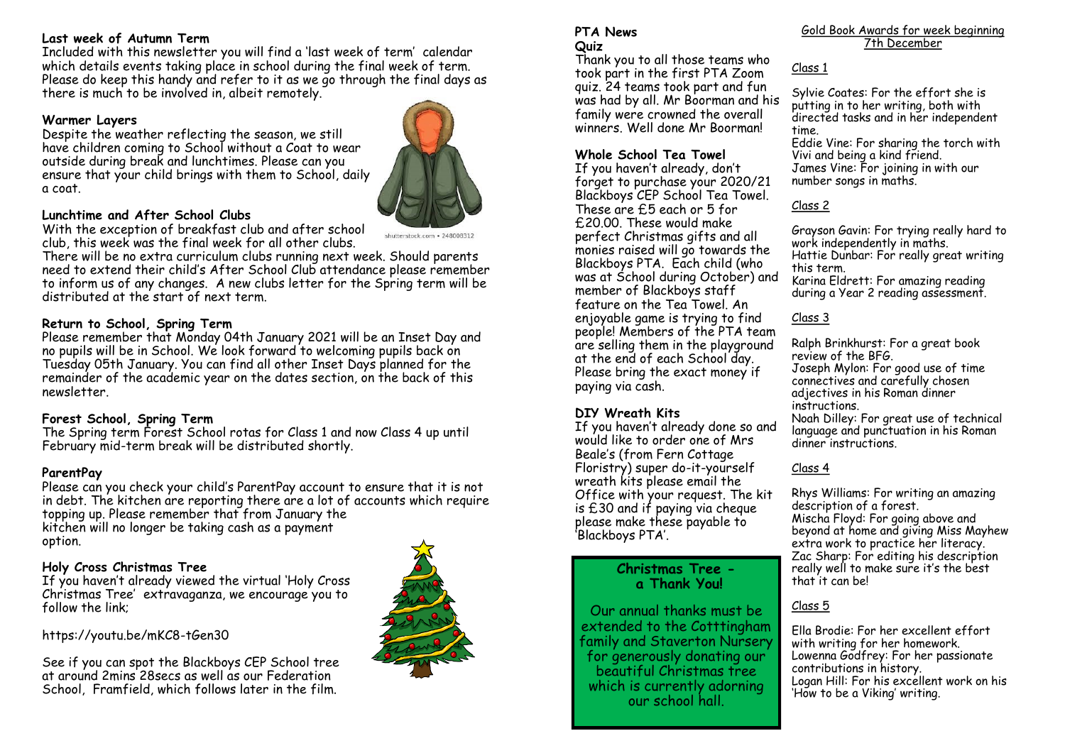**Last week of Autumn Term**

Included with this newsletter you will find a 'last week of term' calendar which details events taking place in school during the final week of term. Please do keep this handy and refer to it as we go through the final days as there is much to be involved in, albeit remotely.

**Warmer Layers**

Despite the weather reflecting the season, we still have children coming to School without a Coat to wear outside during break and lunchtimes. Please can you ensure that your child brings with them to School, daily a coat.

shutterstock.com • 248008312

**Lunchtime and After School Clubs**

With the exception of breakfast club and after school club, this week was the final week for all other clubs. There will be no extra curriculum clubs running next week. Should parents need to extend their child's After School Club attendance please remember to inform us of any changes. A new clubs letter for the Spring term will be distributed at the start of next term.

**Return to School, Spring Term**

Please remember that Monday 04th January 2021 will be an Inset Day and no pupils will be in School. We look forward to welcoming pupils back on Tuesday 05th January. You can find all other Inset Days planned for the remainder of the academic year on the dates section, on the back of this newsletter.

**Forest School, Spring Term**

The Spring term Forest School rotas for Class 1 and now Class 4 up until February mid-term break will be distributed shortly.

**ParentPay**

Please can you check your child's ParentPay account to ensure that it is not in debt. The kitchen are reporting there are a lot of accounts which require topping up. Please remember that from January the kitchen will no longer be taking cash as a payment option.

**Holy Cross Christmas Tree**

If you haven't already viewed the virtual 'Holy Cross Christmas Tree' extravaganza, we encourage you to follow the link;

https://youtu.be/mKC8-tGen30

See if you can spot the Blackboys CEP School tree at around 2mins 28secs as well as our Federation School, Framfield, which follows later in the film.

**PTA News**

**Quiz**

Thank you to all those teams who took part in the first PTA Zoom quiz. 24 teams took part and fun was had by all. Mr Boorman and his family were crowned the overall winners. Well done Mr Boorman!

**Whole School Tea Towel**

If you haven't already, don't forget to purchase your 2020/21 Blackboys CEP School Tea Towel. These are £5 each or 5 for £20.00. These would make perfect Christmas gifts and all monies raised will go towards the Blackboys PTA. Each child (who was at School during October) and member of Blackboys staff feature on the Tea Towel. An enjoyable game is trying to find people! Members of the PTA team are selling them in the playground at the end of each School day. Please bring the exact money if paying via cash.

**DIY Wreath Kits**

If you haven't already done so and would like to order one of Mrs Beale's (from Fern Cottage Floristry) super do-it-yourself wreath kits please email the Office with your request. The kit is £30 and if paying via cheque please make these payable to 'Blackboys PTA'.

**Christmas Tree - a Thank You!**

Our annual thanks must be extended to the Cotttingham family and Staverton Nursery for generously donating our beautiful Christmas tree which is currently adorning our school hall.

Gold Book Awards for week beginning 7th December

Class 1

Sylvie Coates: For the effort she is putting in to her writing, both with directed tasks and in her independent time.
Eddie Vine: For sharing the torch with Vivi and being a kind friend.
James Vine: For joining in with our number songs in maths.

Class 2

Grayson Gavin: For trying really hard to work independently in maths.
Hattie Dunbar: For really great writing this term.
Karina Eldrett: For amazing reading during a Year 2 reading assessment.

Class 3

Ralph Brinkhurst: For a great book review of the BFG.
Joseph Mylon: For good use of time connectives and carefully chosen adjectives in his Roman dinner instructions.
Noah Dilley: For great use of technical language and punctuation in his Roman dinner instructions.

Class 4

Rhys Williams: For writing an amazing description of a forest.
Mischa Floyd: For going above and beyond at home and giving Miss Mayhew extra work to practice her literacy.
Zac Sharp: For editing his description really well to make sure it's the best that it can be!

Class 5

Ella Brodie: For her excellent effort with writing for her homework.
Lowenna Godfrey: For her passionate contributions in history.
Logan Hill: For his excellent work on his 'How to be a Viking' writing.